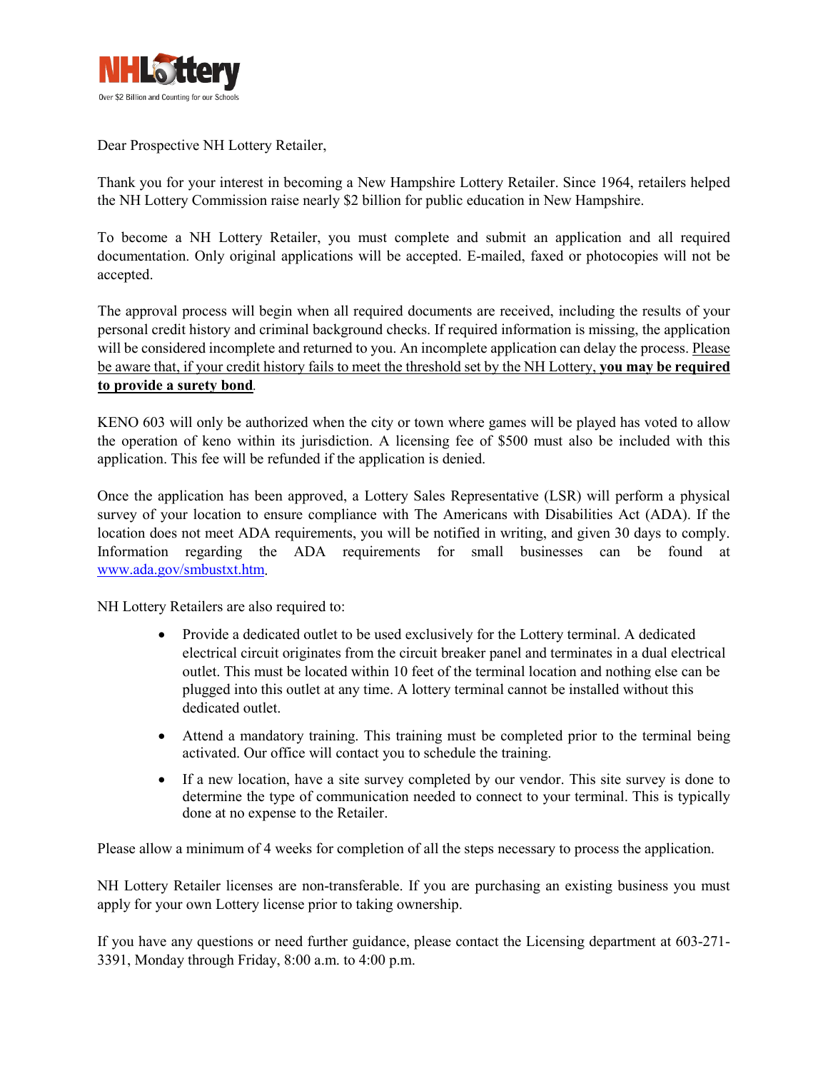NHLottery

Over $2 Billion and Counting for our Schools

Dear Prospective NH Lottery Retailer,

Thank you for your interest in becoming a New Hampshire Lottery Retailer. Since 1964, retailers helped the NH Lottery Commission raise nearly $2 billion for public education in New Hampshire.

To become a NH Lottery Retailer, you must complete and submit an application and all required documentation. Only original applications will be accepted. E-mailed, faxed or photocopies will not be accepted.

The approval process will begin when all required documents are received, including the results of your personal credit history and criminal background checks. If required information is missing, the application will be considered incomplete and returned to you. An incomplete application can delay the process. Please be aware that, if your credit history fails to meet the threshold set by the NH Lottery, **you may be required to provide a surety bond**.

KENO 603 will only be authorized when the city or town where games will be played has voted to allow the operation of keno within its jurisdiction. A licensing fee of $500 must also be included with this application. This fee will be refunded if the application is denied.

Once the application has been approved, a Lottery Sales Representative (LSR) will perform a physical survey of your location to ensure compliance with The Americans with Disabilities Act (ADA). If the location does not meet ADA requirements, you will be notified in writing, and given 30 days to comply. Information regarding the ADA requirements for small businesses can be found at www.ada.gov/smbustxt.htm.

NH Lottery Retailers are also required to:

- Provide a dedicated outlet to be used exclusively for the Lottery terminal. A dedicated electrical circuit originates from the circuit breaker panel and terminates in a dual electrical outlet. This must be located within 10 feet of the terminal location and nothing else can be plugged into this outlet at any time. A lottery terminal cannot be installed without this dedicated outlet.
- Attend a mandatory training. This training must be completed prior to the terminal being activated. Our office will contact you to schedule the training.
- If a new location, have a site survey completed by our vendor. This site survey is done to determine the type of communication needed to connect to your terminal. This is typically done at no expense to the Retailer.

Please allow a minimum of 4 weeks for completion of all the steps necessary to process the application.

NH Lottery Retailer licenses are non-transferable. If you are purchasing an existing business you must apply for your own Lottery license prior to taking ownership.

If you have any questions or need further guidance, please contact the Licensing department at 603-271-3391, Monday through Friday, 8:00 a.m. to 4:00 p.m.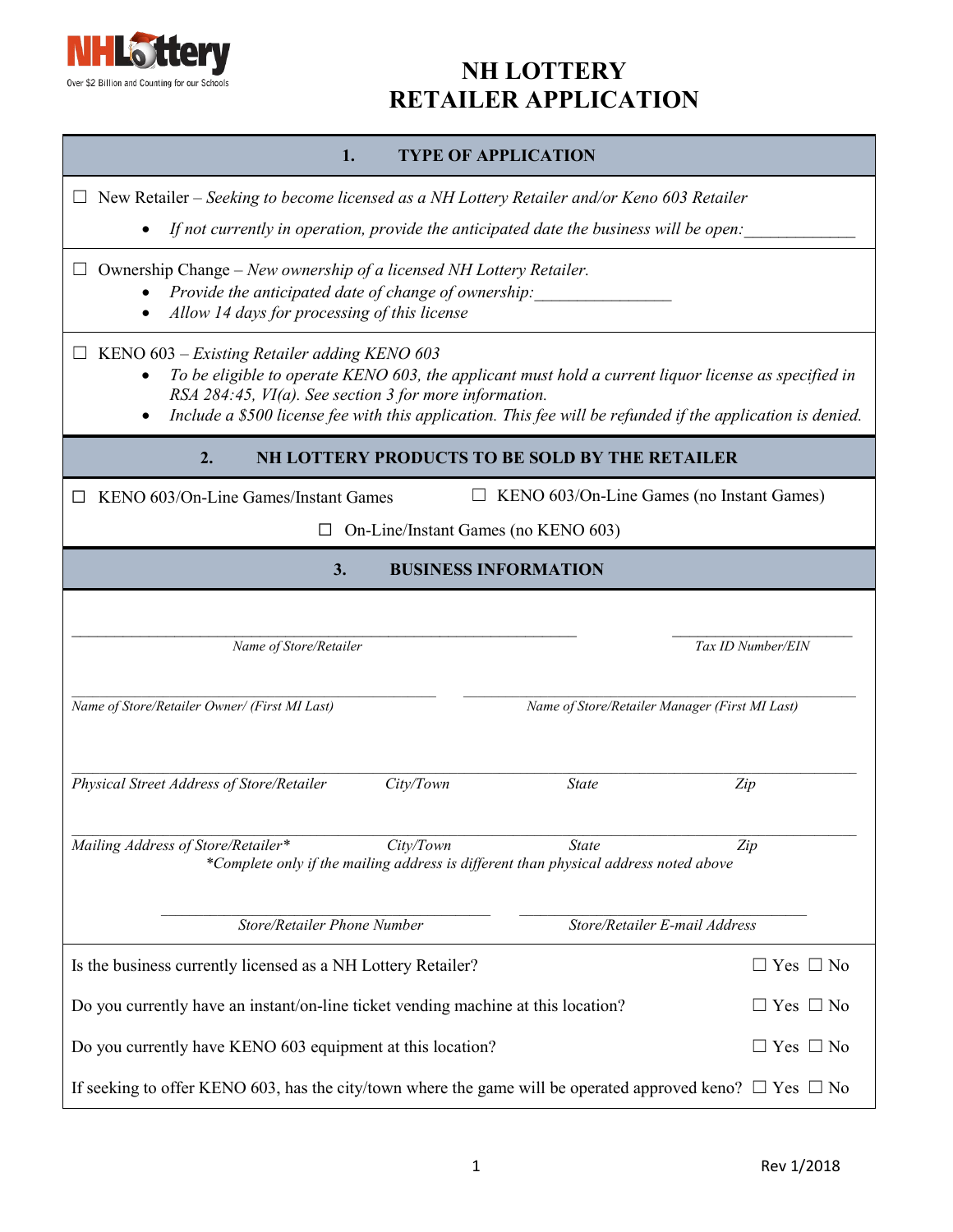# NH LOTTERY RETAILER APPLICATION

## 1. TYPE OF APPLICATION

☐ New Retailer – *Seeking to become licensed as a NH Lottery Retailer and/or Keno 603 Retailer*

- *If not currently in operation, provide the anticipated date the business will be open:*\_\_\_\_\_\_\_\_\_\_\_\_

☐ Ownership Change – *New ownership of a licensed NH Lottery Retailer.*

- *Provide the anticipated date of change of ownership:*\_\_\_\_\_\_\_\_\_\_\_\_\_\_\_
- *Allow 14 days for processing of this license*

☐ KENO 603 – *Existing Retailer adding KENO 603*

- *To be eligible to operate KENO 603, the applicant must hold a current liquor license as specified in RSA 284:45, VI(a). See section 3 for more information.*
- *Include a $500 license fee with this application. This fee will be refunded if the application is denied.*

## 2. NH LOTTERY PRODUCTS TO BE SOLD BY THE RETAILER

☐ KENO 603/On-Line Games/Instant Games ☐ KENO 603/On-Line Games (no Instant Games)

☐ On-Line/Instant Games (no KENO 603)

## 3. BUSINESS INFORMATION

\_\_\_\_\_\_\_\_\_\_\_\_\_\_\_\_\_\_\_\_\_\_\_\_\_\_\_\_\_\_\_\_\_\_\_\_\_\_\_\_ \_\_\_\_\_\_\_\_\_\_\_\_\_\_\_\_\_\_\_\_
*Name of Store/Retailer* *Tax ID Number/EIN*

\_\_\_\_\_\_\_\_\_\_\_\_\_\_\_\_\_\_\_\_\_\_\_\_\_\_\_\_\_\_ \_\_\_\_\_\_\_\_\_\_\_\_\_\_\_\_\_\_\_\_\_\_\_\_\_\_\_\_\_\_
*Name of Store/Retailer Owner/ (First MI Last)* *Name of Store/Retailer Manager (First MI Last)*

\_\_\_\_\_\_\_\_\_\_\_\_\_\_\_\_\_\_\_\_\_\_\_\_\_\_\_\_\_\_\_\_\_\_\_\_\_\_\_\_\_\_\_\_\_\_\_\_\_\_\_\_\_\_\_\_\_\_\_\_\_\_
*Physical Street Address of Store/Retailer* *City/Town* *State* *Zip*

\_\_\_\_\_\_\_\_\_\_\_\_\_\_\_\_\_\_\_\_\_\_\_\_\_\_\_\_\_\_\_\_\_\_\_\_\_\_\_\_\_\_\_\_\_\_\_\_\_\_\_\_\_\_\_\_\_\_\_\_\_\_
*Mailing Address of Store/Retailer\** *City/Town* *State* *Zip*
*\*Complete only if the mailing address is different than physical address noted above*

\_\_\_\_\_\_\_\_\_\_\_\_\_\_\_\_\_\_\_\_\_\_\_\_\_\_\_\_ \_\_\_\_\_\_\_\_\_\_\_\_\_\_\_\_\_\_\_\_\_\_\_\_\_\_\_\_
*Store/Retailer Phone Number* *Store/Retailer E-mail Address*

| | |
|---|---|
| Is the business currently licensed as a NH Lottery Retailer? | ☐ Yes ☐ No |
| Do you currently have an instant/on-line ticket vending machine at this location? | ☐ Yes ☐ No |
| Do you currently have KENO 603 equipment at this location? | ☐ Yes ☐ No |
| If seeking to offer KENO 603, has the city/town where the game will be operated approved keno? | ☐ Yes ☐ No |

Rev 1/2018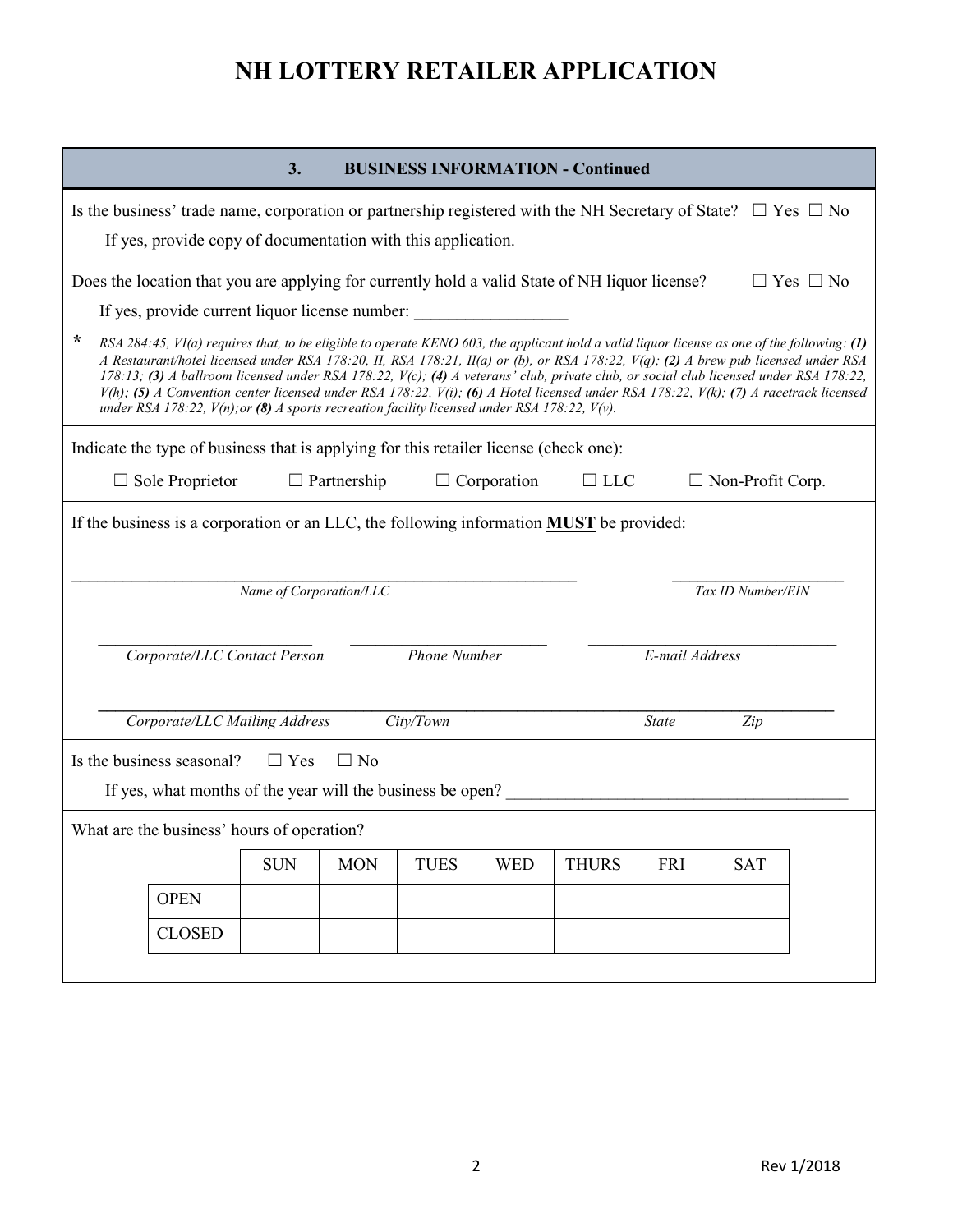# NH LOTTERY RETAILER APPLICATION

## 3. BUSINESS INFORMATION - Continued

Is the business' trade name, corporation or partnership registered with the NH Secretary of State? ☐ Yes ☐ No

If yes, provide copy of documentation with this application.

Does the location that you are applying for currently hold a valid State of NH liquor license? ☐ Yes ☐ No

If yes, provide current liquor license number: __________________

\* *RSA 284:45, VI(a) requires that, to be eligible to operate KENO 603, the applicant hold a valid liquor license as one of the following:* ***(1)*** *A Restaurant/hotel licensed under RSA 178:20, II, RSA 178:21, II(a) or (b), or RSA 178:22, V(q);* ***(2)*** *A brew pub licensed under RSA 178:13;* ***(3)*** *A ballroom licensed under RSA 178:22, V(c);* ***(4)*** *A veterans' club, private club, or social club licensed under RSA 178:22, V(h);* ***(5)*** *A Convention center licensed under RSA 178:22, V(i);* ***(6)*** *A Hotel licensed under RSA 178:22, V(k);* ***(7)*** *A racetrack licensed under RSA 178:22, V(n);or* ***(8)*** *A sports recreation facility licensed under RSA 178:22, V(v).*

Indicate the type of business that is applying for this retailer license (check one):

☐ Sole Proprietor ☐ Partnership ☐ Corporation ☐ LLC ☐ Non-Profit Corp.

If the business is a corporation or an LLC, the following information **MUST** be provided:

______________________________ *Name of Corporation/LLC* ______________ *Tax ID Number/EIN*

______________ *Corporate/LLC Contact Person* ______________ *Phone Number* ______________ *E-mail Address*

______________ *Corporate/LLC Mailing Address* ______________ *City/Town* ______ *State* ______ *Zip*

Is the business seasonal? ☐ Yes ☐ No

If yes, what months of the year will the business be open? ________________________________________

What are the business' hours of operation?

| | SUN | MON | TUES | WED | THURS | FRI | SAT |
|---|---|---|---|---|---|---|---|
| OPEN | | | | | | | |
| CLOSED | | | | | | | |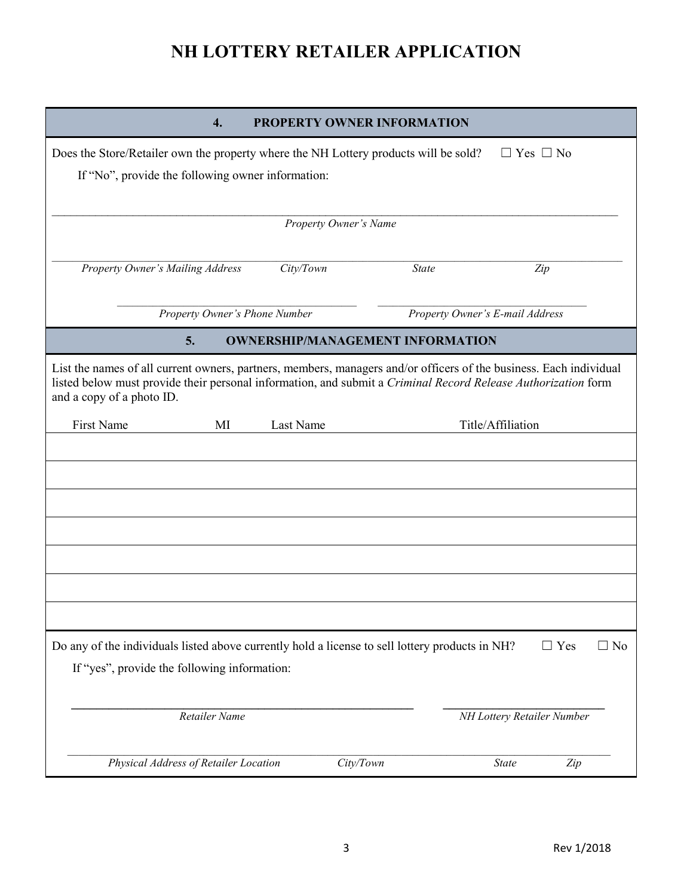# NH LOTTERY RETAILER APPLICATION

## 4. PROPERTY OWNER INFORMATION

Does the Store/Retailer own the property where the NH Lottery products will be sold? ☐ Yes ☐ No

If "No", provide the following owner information:

______________________________________________
*Property Owner's Name*

______________________________________________
*Property Owner's Mailing Address* *City/Town* *State* *Zip*

______________________ ______________________
*Property Owner's Phone Number* *Property Owner's E-mail Address*

## 5. OWNERSHIP/MANAGEMENT INFORMATION

List the names of all current owners, partners, members, managers and/or officers of the business. Each individual listed below must provide their personal information, and submit a *Criminal Record Release Authorization* form and a copy of a photo ID.

| First Name | MI | Last Name | Title/Affiliation |
|---|---|---|---|
| | | | |
| | | | |
| | | | |
| | | | |
| | | | |
| | | | |
| | | | |

Do any of the individuals listed above currently hold a license to sell lottery products in NH? ☐ Yes ☐ No

If "yes", provide the following information:

______________________ ______________________
*Retailer Name* *NH Lottery Retailer Number*

______________________________________________
*Physical Address of Retailer Location* *City/Town* *State* *Zip*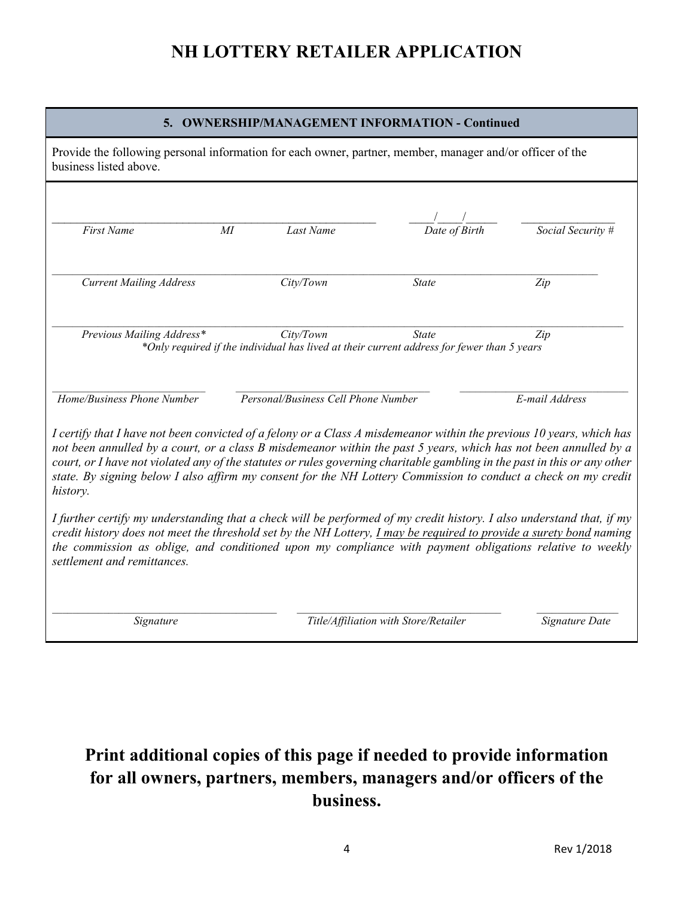# NH LOTTERY RETAILER APPLICATION

## 5. OWNERSHIP/MANAGEMENT INFORMATION - Continued

Provide the following personal information for each owner, partner, member, manager and/or officer of the business listed above.

_______________________________________________ ____/____/_____ _______________

*First Name* *MI* *Last Name* *Date of Birth* *Social Security #*

_______________________________________________________________________________

*Current Mailing Address* *City/Town* *State* *Zip*

_______________________________________________________________________________

*Previous Mailing Address** *City/Town* *State* *Zip*

**Only required if the individual has lived at their current address for fewer than 5 years*

_______________________ _____________________________ _______________________

*Home/Business Phone Number* *Personal/Business Cell Phone Number* *E-mail Address*

*I certify that I have not been convicted of a felony or a Class A misdemeanor within the previous 10 years, which has not been annulled by a court, or a class B misdemeanor within the past 5 years, which has not been annulled by a court, or I have not violated any of the statutes or rules governing charitable gambling in the past in this or any other state. By signing below I also affirm my consent for the NH Lottery Commission to conduct a check on my credit history.*

*I further certify my understanding that a check will be performed of my credit history. I also understand that, if my credit history does not meet the threshold set by the NH Lottery, <u>I may be required to provide a surety bond</u> naming the commission as oblige, and conditioned upon my compliance with payment obligations relative to weekly settlement and remittances.*

_______________________________ _______________________________ _____________

*Signature* *Title/Affiliation with Store/Retailer* *Signature Date*

**Print additional copies of this page if needed to provide information for all owners, partners, members, managers and/or officers of the business.**

Rev 1/2018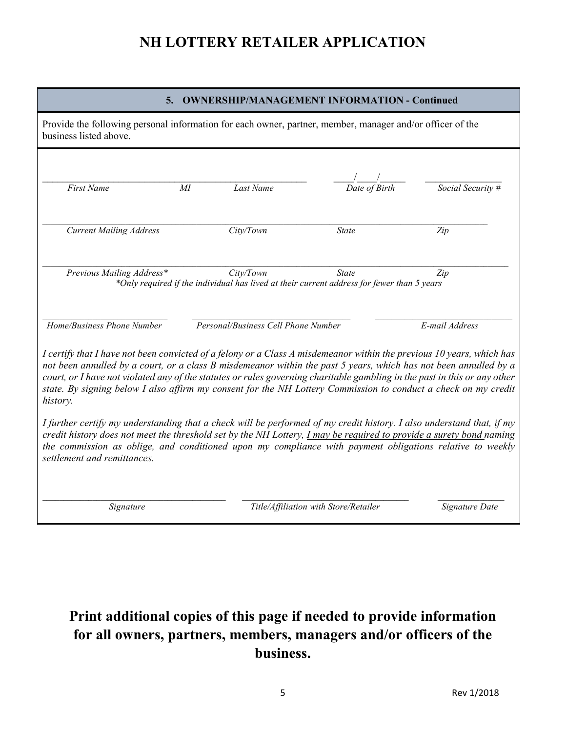# NH LOTTERY RETAILER APPLICATION

## 5. OWNERSHIP/MANAGEMENT INFORMATION - Continued

Provide the following personal information for each owner, partner, member, manager and/or officer of the business listed above.

______________________________________________________ ____/____/_____ ________________

*First Name* *MI* *Last Name* *Date of Birth* *Social Security #*

______________________________________________________________________________________

*Current Mailing Address* *City/Town* *State* *Zip*

______________________________________________________________________________________

*Previous Mailing Address** *City/Town* *State* *Zip*

**Only required if the individual has lived at their current address for fewer than 5 years*

__________________________ ________________________________ ____________________________

*Home/Business Phone Number* *Personal/Business Cell Phone Number* *E-mail Address*

*I certify that I have not been convicted of a felony or a Class A misdemeanor within the previous 10 years, which has not been annulled by a court, or a class B misdemeanor within the past 5 years, which has not been annulled by a court, or I have not violated any of the statutes or rules governing charitable gambling in the past in this or any other state. By signing below I also affirm my consent for the NH Lottery Commission to conduct a check on my credit history.*

*I further certify my understanding that a check will be performed of my credit history. I also understand that, if my credit history does not meet the threshold set by the NH Lottery, <u>I may be required to provide a surety bond</u> naming the commission as oblige, and conditioned upon my compliance with payment obligations relative to weekly settlement and remittances.*

_____________________________________ _________________________________ ______________

*Signature* *Title/Affiliation with Store/Retailer* *Signature Date*

**Print additional copies of this page if needed to provide information for all owners, partners, members, managers and/or officers of the business.**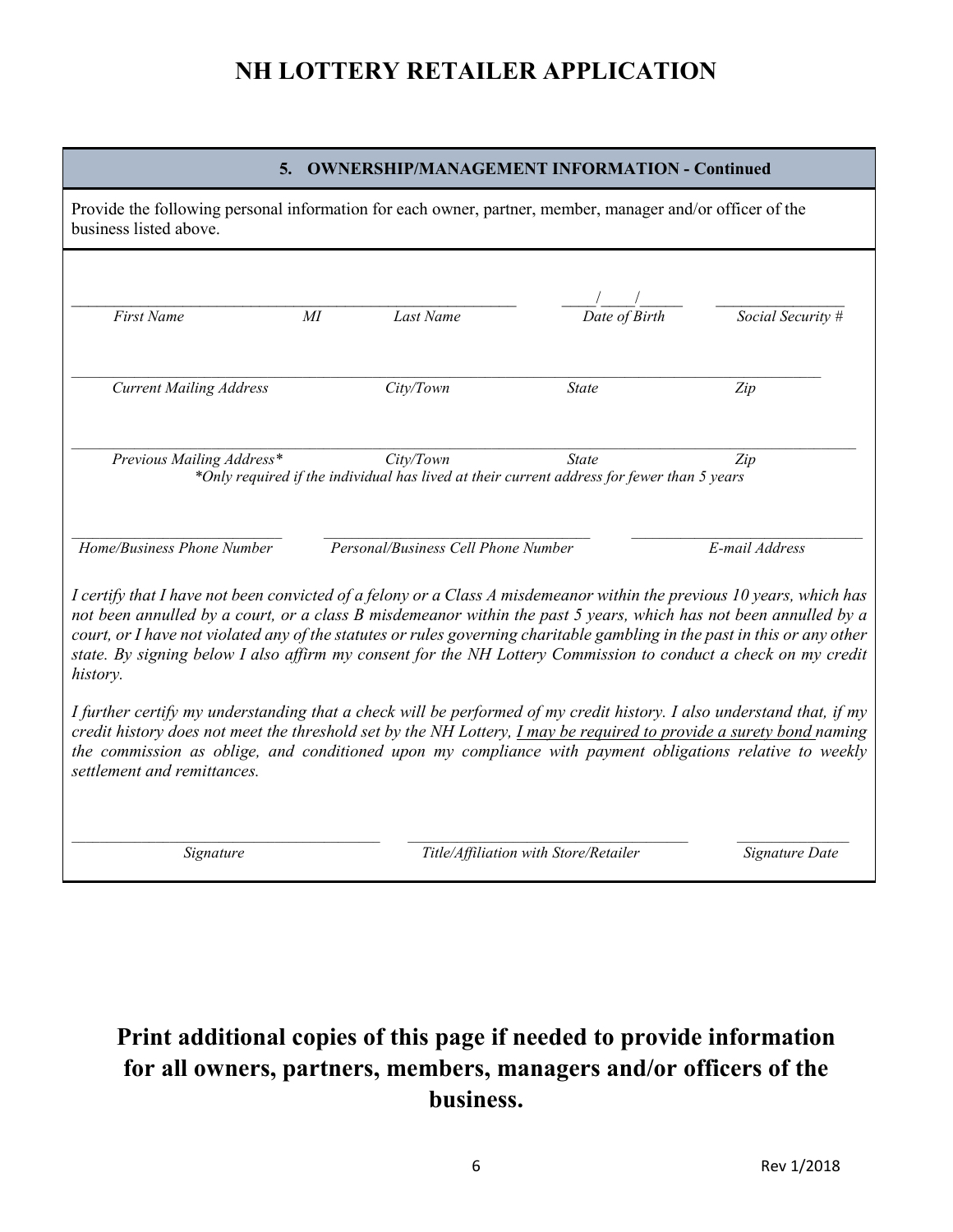# NH LOTTERY RETAILER APPLICATION

## 5. OWNERSHIP/MANAGEMENT INFORMATION - Continued

Provide the following personal information for each owner, partner, member, manager and/or officer of the business listed above.

______________________________________________ ____/____/_____ ________________

*First Name* *MI* *Last Name* *Date of Birth* *Social Security #*

______________________________________________________________________________

*Current Mailing Address* *City/Town* *State* *Zip*

______________________________________________________________________________

*Previous Mailing Address** *City/Town* *State* *Zip*

**Only required if the individual has lived at their current address for fewer than 5 years*

______________________ ____________________________ ________________________

*Home/Business Phone Number* *Personal/Business Cell Phone Number* *E-mail Address*

*I certify that I have not been convicted of a felony or a Class A misdemeanor within the previous 10 years, which has not been annulled by a court, or a class B misdemeanor within the past 5 years, which has not been annulled by a court, or I have not violated any of the statutes or rules governing charitable gambling in the past in this or any other state. By signing below I also affirm my consent for the NH Lottery Commission to conduct a check on my credit history.*

*I further certify my understanding that a check will be performed of my credit history. I also understand that, if my credit history does not meet the threshold set by the NH Lottery, <u>I may be required to provide a surety bond</u> naming the commission as oblige, and conditioned upon my compliance with payment obligations relative to weekly settlement and remittances.*

________________________________ ______________________________ ____________

*Signature* *Title/Affiliation with Store/Retailer* *Signature Date*

**Print additional copies of this page if needed to provide information for all owners, partners, members, managers and/or officers of the business.**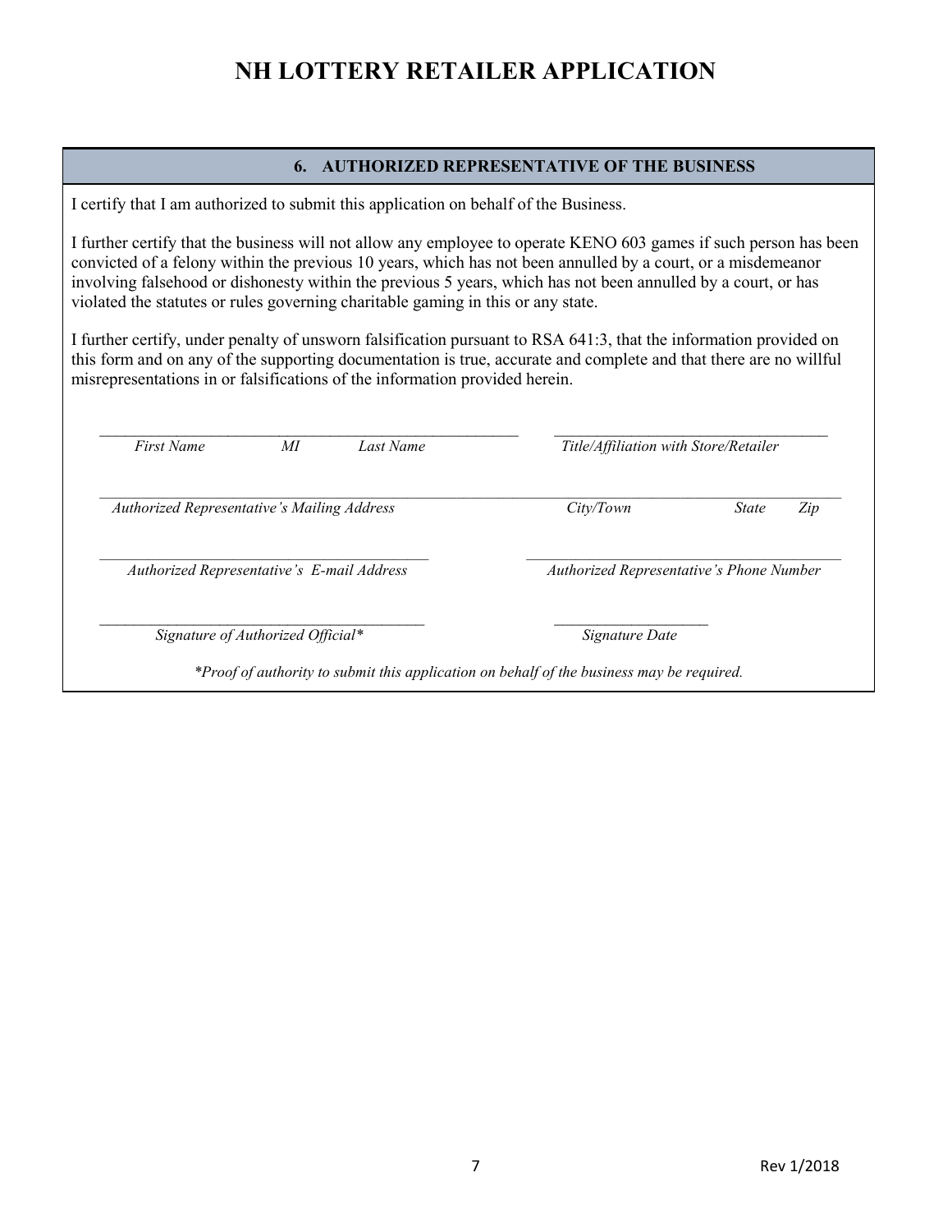# NH LOTTERY RETAILER APPLICATION

## 6. AUTHORIZED REPRESENTATIVE OF THE BUSINESS

I certify that I am authorized to submit this application on behalf of the Business.

I further certify that the business will not allow any employee to operate KENO 603 games if such person has been convicted of a felony within the previous 10 years, which has not been annulled by a court, or a misdemeanor involving falsehood or dishonesty within the previous 5 years, which has not been annulled by a court, or has violated the statutes or rules governing charitable gaming in this or any state.

I further certify, under penalty of unsworn falsification pursuant to RSA 641:3, that the information provided on this form and on any of the supporting documentation is true, accurate and complete and that there are no willful misrepresentations in or falsifications of the information provided herein.

_______________________________________________ &nbsp;&nbsp;&nbsp; _______________________________________
*First Name &nbsp;&nbsp;&nbsp; MI &nbsp;&nbsp;&nbsp; Last Name* &nbsp;&nbsp;&nbsp; *Title/Affiliation with Store/Retailer*

__________________________________________________________________________________________
*Authorized Representative's Mailing Address &nbsp;&nbsp;&nbsp; City/Town &nbsp;&nbsp;&nbsp; State &nbsp;&nbsp;&nbsp; Zip*

_______________________________________ &nbsp;&nbsp;&nbsp; _______________________________________
*Authorized Representative's E-mail Address* &nbsp;&nbsp;&nbsp; *Authorized Representative's Phone Number*

_______________________________________ &nbsp;&nbsp;&nbsp; ____________________
*Signature of Authorized Official** &nbsp;&nbsp;&nbsp; *Signature Date*

**Proof of authority to submit this application on behalf of the business may be required.*

Rev 1/2018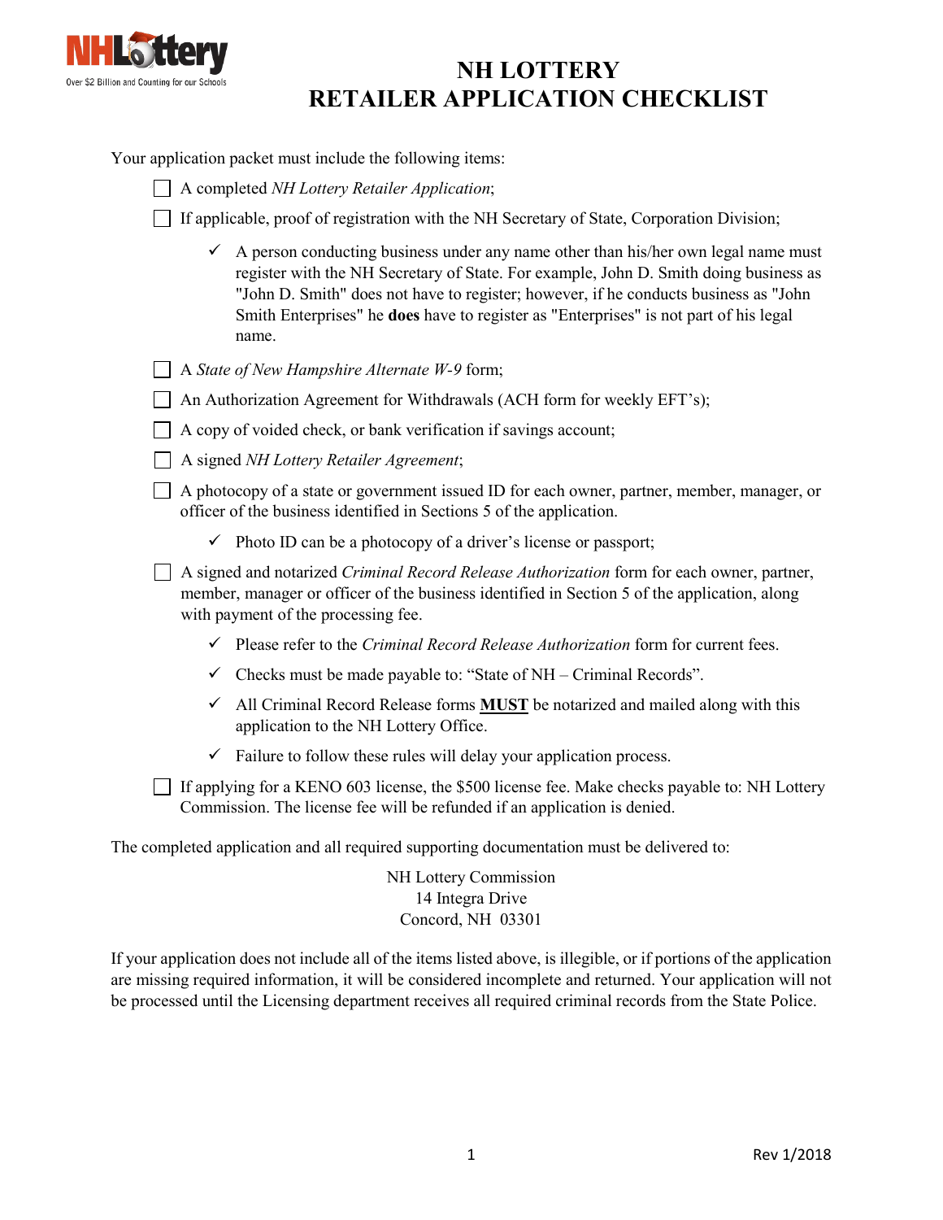# NH LOTTERY RETAILER APPLICATION CHECKLIST

Your application packet must include the following items:

- ☐ A completed *NH Lottery Retailer Application*;
- ☐ If applicable, proof of registration with the NH Secretary of State, Corporation Division;
  - ✓ A person conducting business under any name other than his/her own legal name must register with the NH Secretary of State. For example, John D. Smith doing business as "John D. Smith" does not have to register; however, if he conducts business as "John Smith Enterprises" he **does** have to register as "Enterprises" is not part of his legal name.
- ☐ A *State of New Hampshire Alternate W-9* form;
- ☐ An Authorization Agreement for Withdrawals (ACH form for weekly EFT's);
- ☐ A copy of voided check, or bank verification if savings account;
- ☐ A signed *NH Lottery Retailer Agreement*;
- ☐ A photocopy of a state or government issued ID for each owner, partner, member, manager, or officer of the business identified in Sections 5 of the application.
  - ✓ Photo ID can be a photocopy of a driver's license or passport;
- ☐ A signed and notarized *Criminal Record Release Authorization* form for each owner, partner, member, manager or officer of the business identified in Section 5 of the application, along with payment of the processing fee.
  - ✓ Please refer to the *Criminal Record Release Authorization* form for current fees.
  - ✓ Checks must be made payable to: "State of NH – Criminal Records".
  - ✓ All Criminal Record Release forms **MUST** be notarized and mailed along with this application to the NH Lottery Office.
  - ✓ Failure to follow these rules will delay your application process.
- ☐ If applying for a KENO 603 license, the $500 license fee. Make checks payable to: NH Lottery Commission. The license fee will be refunded if an application is denied.

The completed application and all required supporting documentation must be delivered to:

NH Lottery Commission
14 Integra Drive
Concord, NH 03301

If your application does not include all of the items listed above, is illegible, or if portions of the application are missing required information, it will be considered incomplete and returned. Your application will not be processed until the Licensing department receives all required criminal records from the State Police.

Rev 1/2018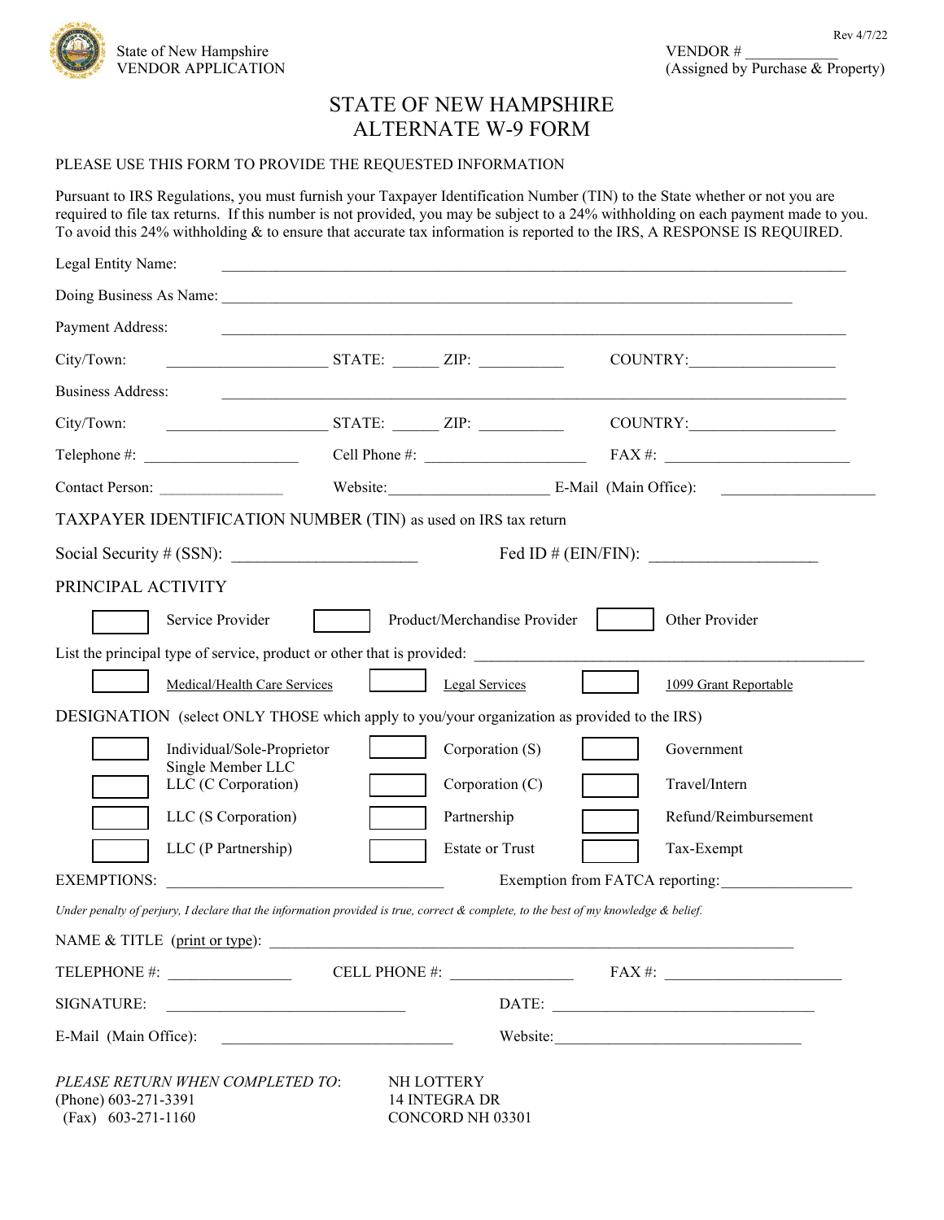State of New Hampshire
VENDOR APPLICATION

Rev 4/7/22

VENDOR # ____________
(Assigned by Purchase & Property)

# STATE OF NEW HAMPSHIRE
# ALTERNATE W-9 FORM

PLEASE USE THIS FORM TO PROVIDE THE REQUESTED INFORMATION

Pursuant to IRS Regulations, you must furnish your Taxpayer Identification Number (TIN) to the State whether or not you are required to file tax returns. If this number is not provided, you may be subject to a 24% withholding on each payment made to you. To avoid this 24% withholding & to ensure that accurate tax information is reported to the IRS, A RESPONSE IS REQUIRED.

Legal Entity Name: ______________________________________________

Doing Business As Name: ______________________________________________

Payment Address: ______________________________________________

City/Town: ____________ STATE: ______ ZIP: __________ COUNTRY: ____________

Business Address: ______________________________________________

City/Town: ____________ STATE: ______ ZIP: __________ COUNTRY: ____________

Telephone #: ____________ Cell Phone #: ____________ FAX #: ____________

Contact Person: ____________ Website: ____________ E-Mail (Main Office): ____________

TAXPAYER IDENTIFICATION NUMBER (TIN) as used on IRS tax return

Social Security # (SSN): ____________________ Fed ID # (EIN/FIN): ____________________

PRINCIPAL ACTIVITY

☐ Service Provider ☐ Product/Merchandise Provider ☐ Other Provider

List the principal type of service, product or other that is provided: ______________________________

☐ Medical/Health Care Services ☐ Legal Services ☐ 1099 Grant Reportable

DESIGNATION (select ONLY THOSE which apply to you/your organization as provided to the IRS)

| | | |
|---|---|---|
| ☐ Individual/Sole-Proprietor Single Member LLC | ☐ Corporation (S) | ☐ Government |
| ☐ LLC (C Corporation) | ☐ Corporation (C) | ☐ Travel/Intern |
| ☐ LLC (S Corporation) | ☐ Partnership | ☐ Refund/Reimbursement |
| ☐ LLC (P Partnership) | ☐ Estate or Trust | ☐ Tax-Exempt |

EXEMPTIONS: ______________________________ Exemption from FATCA reporting: ______________

*Under penalty of perjury, I declare that the information provided is true, correct & complete, to the best of my knowledge & belief.*

NAME & TITLE (print or type): ______________________________________________

TELEPHONE #: ____________ CELL PHONE #: ____________ FAX #: ____________

SIGNATURE: ______________________ DATE: ______________________

E-Mail (Main Office): ______________________ Website: ______________________

*PLEASE RETURN WHEN COMPLETED TO*:
(Phone) 603-271-3391
(Fax) 603-271-1160

NH LOTTERY
14 INTEGRA DR
CONCORD NH 03301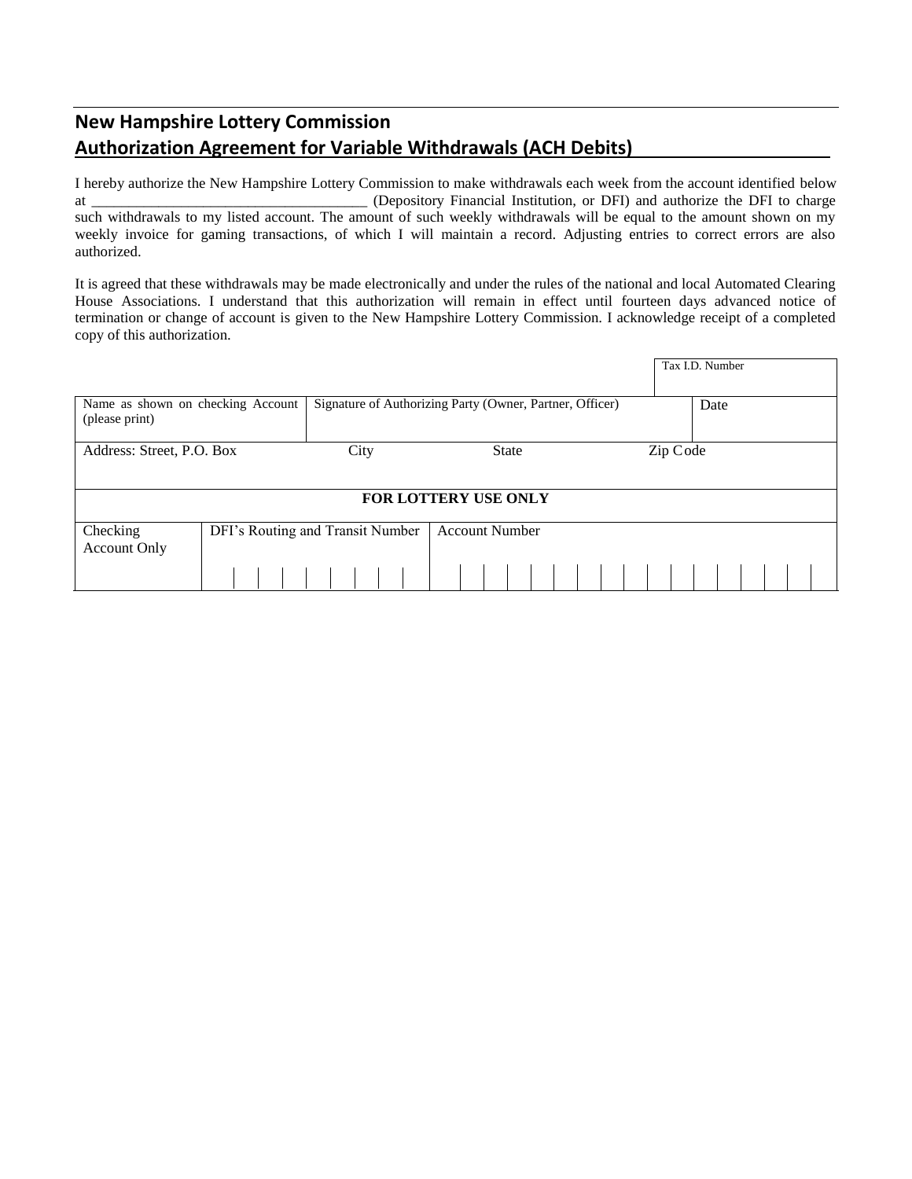## New Hampshire Lottery Commission

## Authorization Agreement for Variable Withdrawals (ACH Debits)

I hereby authorize the New Hampshire Lottery Commission to make withdrawals each week from the account identified below at ____________________________________ (Depository Financial Institution, or DFI) and authorize the DFI to charge such withdrawals to my listed account. The amount of such weekly withdrawals will be equal to the amount shown on my weekly invoice for gaming transactions, of which I will maintain a record. Adjusting entries to correct errors are also authorized.

It is agreed that these withdrawals may be made electronically and under the rules of the national and local Automated Clearing House Associations. I understand that this authorization will remain in effect until fourteen days advanced notice of termination or change of account is given to the New Hampshire Lottery Commission. I acknowledge receipt of a completed copy of this authorization.

| | | | | Tax I.D. Number |
|---|---|---|---|---|
| Name as shown on checking Account (please print) | Signature of Authorizing Party (Owner, Partner, Officer) | | | Date |
| Address: Street, P.O. Box | City | State | Zip Code | |
| **FOR LOTTERY USE ONLY** | | | | |
| Checking Account Only | DFI's Routing and Transit Number | Account Number | | |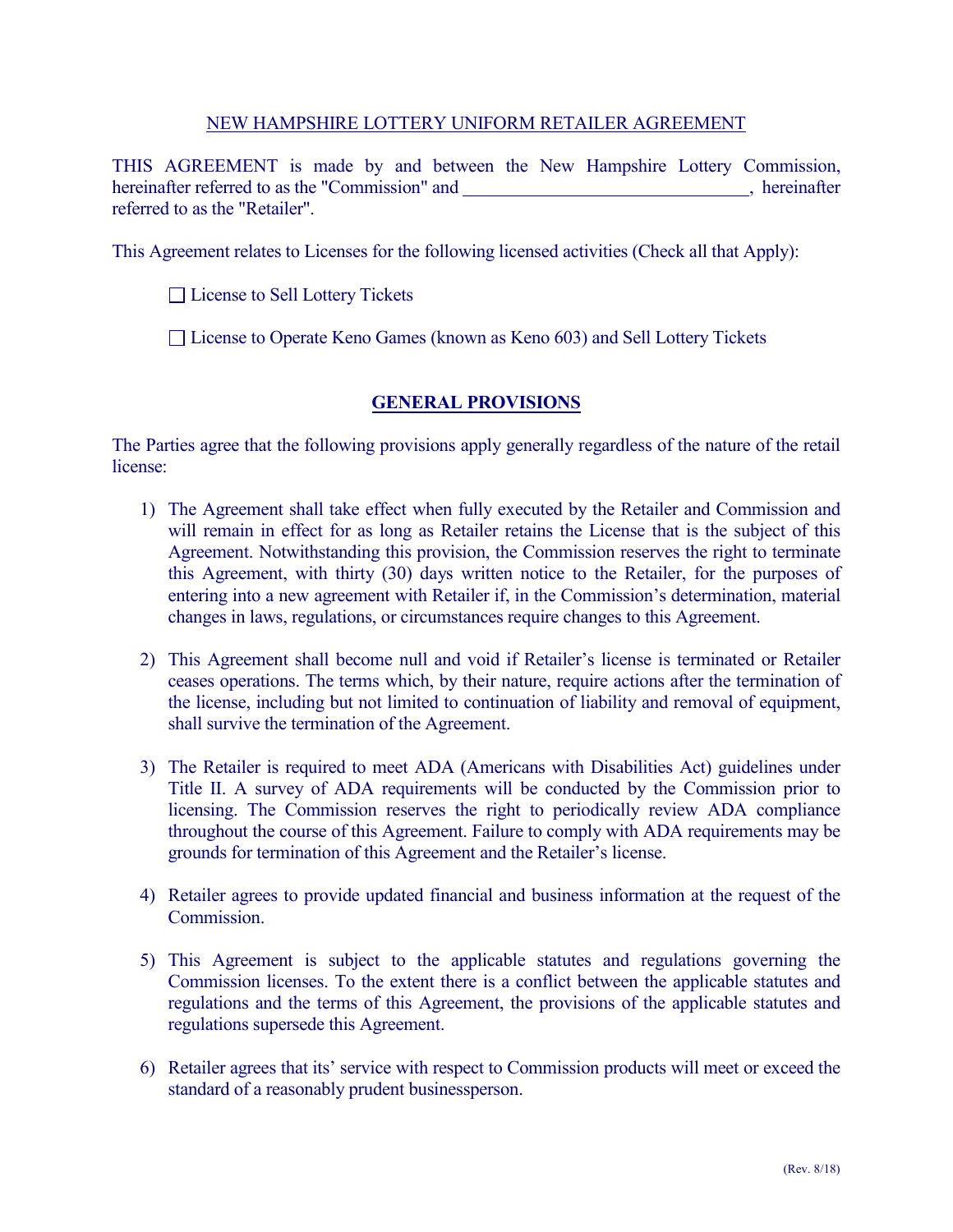NEW HAMPSHIRE LOTTERY UNIFORM RETAILER AGREEMENT

THIS AGREEMENT is made by and between the New Hampshire Lottery Commission, hereinafter referred to as the "Commission" and \_\_\_\_\_\_\_\_\_\_\_\_\_\_\_\_\_\_\_\_\_\_\_\_\_\_\_\_\_\_\_\_, hereinafter referred to as the "Retailer".

This Agreement relates to Licenses for the following licensed activities (Check all that Apply):

☐ License to Sell Lottery Tickets

☐ License to Operate Keno Games (known as Keno 603) and Sell Lottery Tickets

## GENERAL PROVISIONS

The Parties agree that the following provisions apply generally regardless of the nature of the retail license:

1) The Agreement shall take effect when fully executed by the Retailer and Commission and will remain in effect for as long as Retailer retains the License that is the subject of this Agreement. Notwithstanding this provision, the Commission reserves the right to terminate this Agreement, with thirty (30) days written notice to the Retailer, for the purposes of entering into a new agreement with Retailer if, in the Commission's determination, material changes in laws, regulations, or circumstances require changes to this Agreement.

2) This Agreement shall become null and void if Retailer's license is terminated or Retailer ceases operations. The terms which, by their nature, require actions after the termination of the license, including but not limited to continuation of liability and removal of equipment, shall survive the termination of the Agreement.

3) The Retailer is required to meet ADA (Americans with Disabilities Act) guidelines under Title II. A survey of ADA requirements will be conducted by the Commission prior to licensing. The Commission reserves the right to periodically review ADA compliance throughout the course of this Agreement. Failure to comply with ADA requirements may be grounds for termination of this Agreement and the Retailer's license.

4) Retailer agrees to provide updated financial and business information at the request of the Commission.

5) This Agreement is subject to the applicable statutes and regulations governing the Commission licenses. To the extent there is a conflict between the applicable statutes and regulations and the terms of this Agreement, the provisions of the applicable statutes and regulations supersede this Agreement.

6) Retailer agrees that its' service with respect to Commission products will meet or exceed the standard of a reasonably prudent businessperson.

(Rev. 8/18)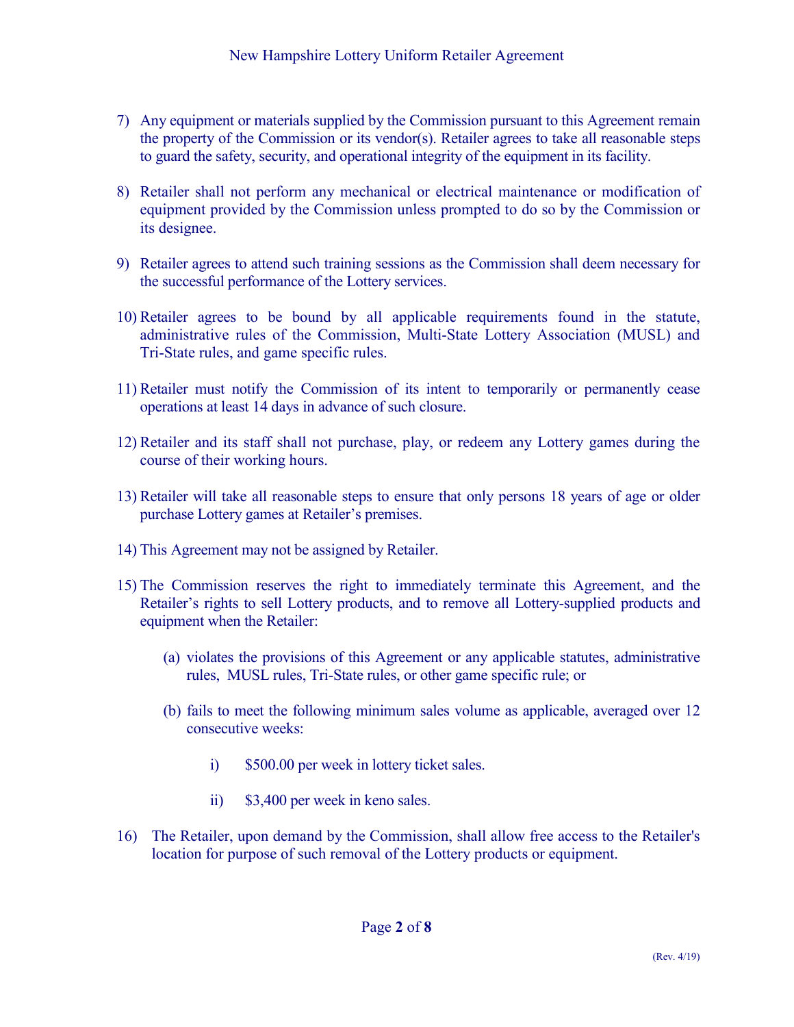7) Any equipment or materials supplied by the Commission pursuant to this Agreement remain the property of the Commission or its vendor(s). Retailer agrees to take all reasonable steps to guard the safety, security, and operational integrity of the equipment in its facility.

8) Retailer shall not perform any mechanical or electrical maintenance or modification of equipment provided by the Commission unless prompted to do so by the Commission or its designee.

9) Retailer agrees to attend such training sessions as the Commission shall deem necessary for the successful performance of the Lottery services.

10) Retailer agrees to be bound by all applicable requirements found in the statute, administrative rules of the Commission, Multi-State Lottery Association (MUSL) and Tri-State rules, and game specific rules.

11) Retailer must notify the Commission of its intent to temporarily or permanently cease operations at least 14 days in advance of such closure.

12) Retailer and its staff shall not purchase, play, or redeem any Lottery games during the course of their working hours.

13) Retailer will take all reasonable steps to ensure that only persons 18 years of age or older purchase Lottery games at Retailer's premises.

14) This Agreement may not be assigned by Retailer.

15) The Commission reserves the right to immediately terminate this Agreement, and the Retailer's rights to sell Lottery products, and to remove all Lottery-supplied products and equipment when the Retailer:

   (a) violates the provisions of this Agreement or any applicable statutes, administrative rules, MUSL rules, Tri-State rules, or other game specific rule; or

   (b) fails to meet the following minimum sales volume as applicable, averaged over 12 consecutive weeks:

      i) $500.00 per week in lottery ticket sales.

      ii) $3,400 per week in keno sales.

16) The Retailer, upon demand by the Commission, shall allow free access to the Retailer's location for purpose of such removal of the Lottery products or equipment.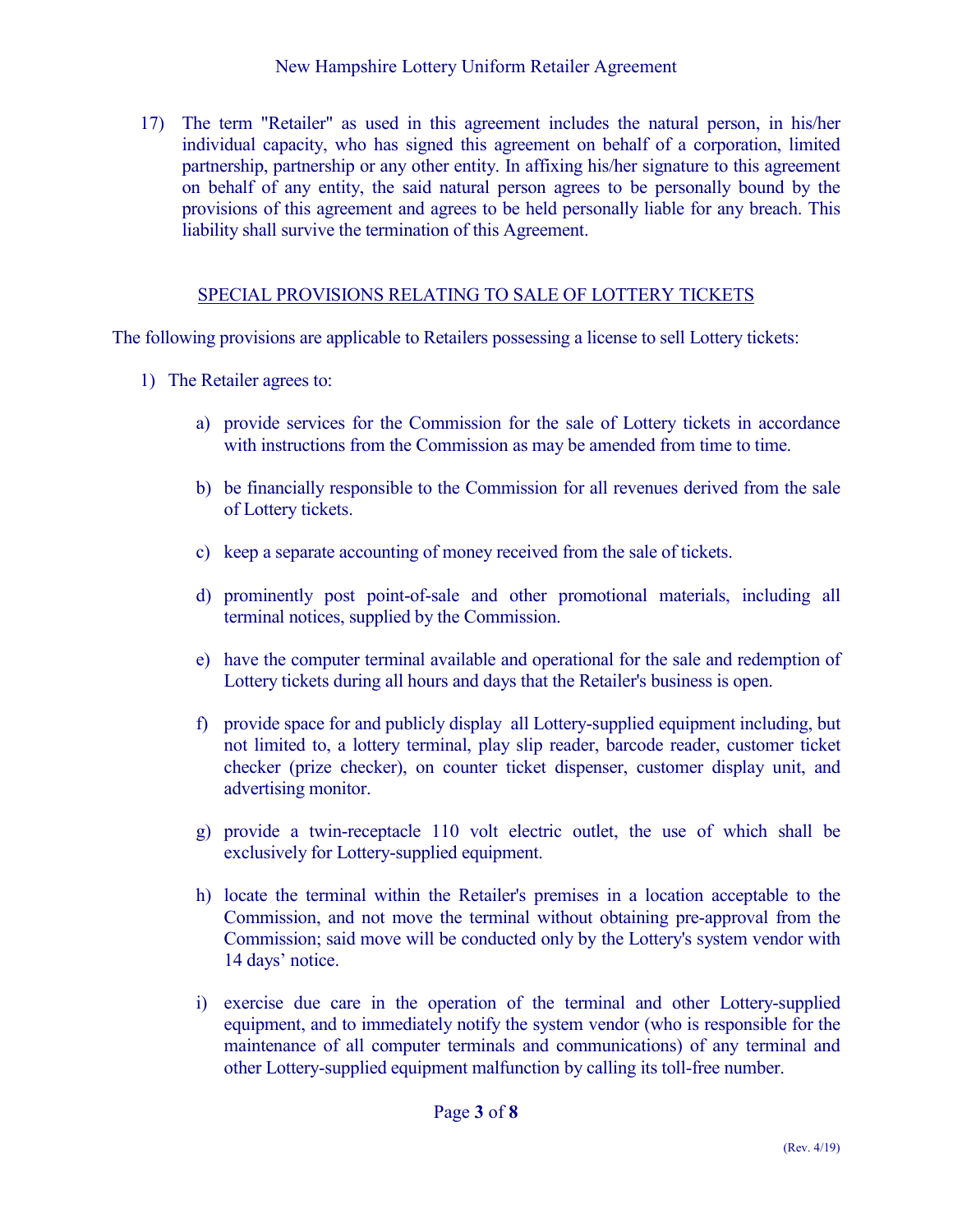17) The term "Retailer" as used in this agreement includes the natural person, in his/her individual capacity, who has signed this agreement on behalf of a corporation, limited partnership, partnership or any other entity. In affixing his/her signature to this agreement on behalf of any entity, the said natural person agrees to be personally bound by the provisions of this agreement and agrees to be held personally liable for any breach. This liability shall survive the termination of this Agreement.

## SPECIAL PROVISIONS RELATING TO SALE OF LOTTERY TICKETS

The following provisions are applicable to Retailers possessing a license to sell Lottery tickets:

1) The Retailer agrees to:

   a) provide services for the Commission for the sale of Lottery tickets in accordance with instructions from the Commission as may be amended from time to time.

   b) be financially responsible to the Commission for all revenues derived from the sale of Lottery tickets.

   c) keep a separate accounting of money received from the sale of tickets.

   d) prominently post point-of-sale and other promotional materials, including all terminal notices, supplied by the Commission.

   e) have the computer terminal available and operational for the sale and redemption of Lottery tickets during all hours and days that the Retailer's business is open.

   f) provide space for and publicly display all Lottery-supplied equipment including, but not limited to, a lottery terminal, play slip reader, barcode reader, customer ticket checker (prize checker), on counter ticket dispenser, customer display unit, and advertising monitor.

   g) provide a twin-receptacle 110 volt electric outlet, the use of which shall be exclusively for Lottery-supplied equipment.

   h) locate the terminal within the Retailer's premises in a location acceptable to the Commission, and not move the terminal without obtaining pre-approval from the Commission; said move will be conducted only by the Lottery's system vendor with 14 days' notice.

   i) exercise due care in the operation of the terminal and other Lottery-supplied equipment, and to immediately notify the system vendor (who is responsible for the maintenance of all computer terminals and communications) of any terminal and other Lottery-supplied equipment malfunction by calling its toll-free number.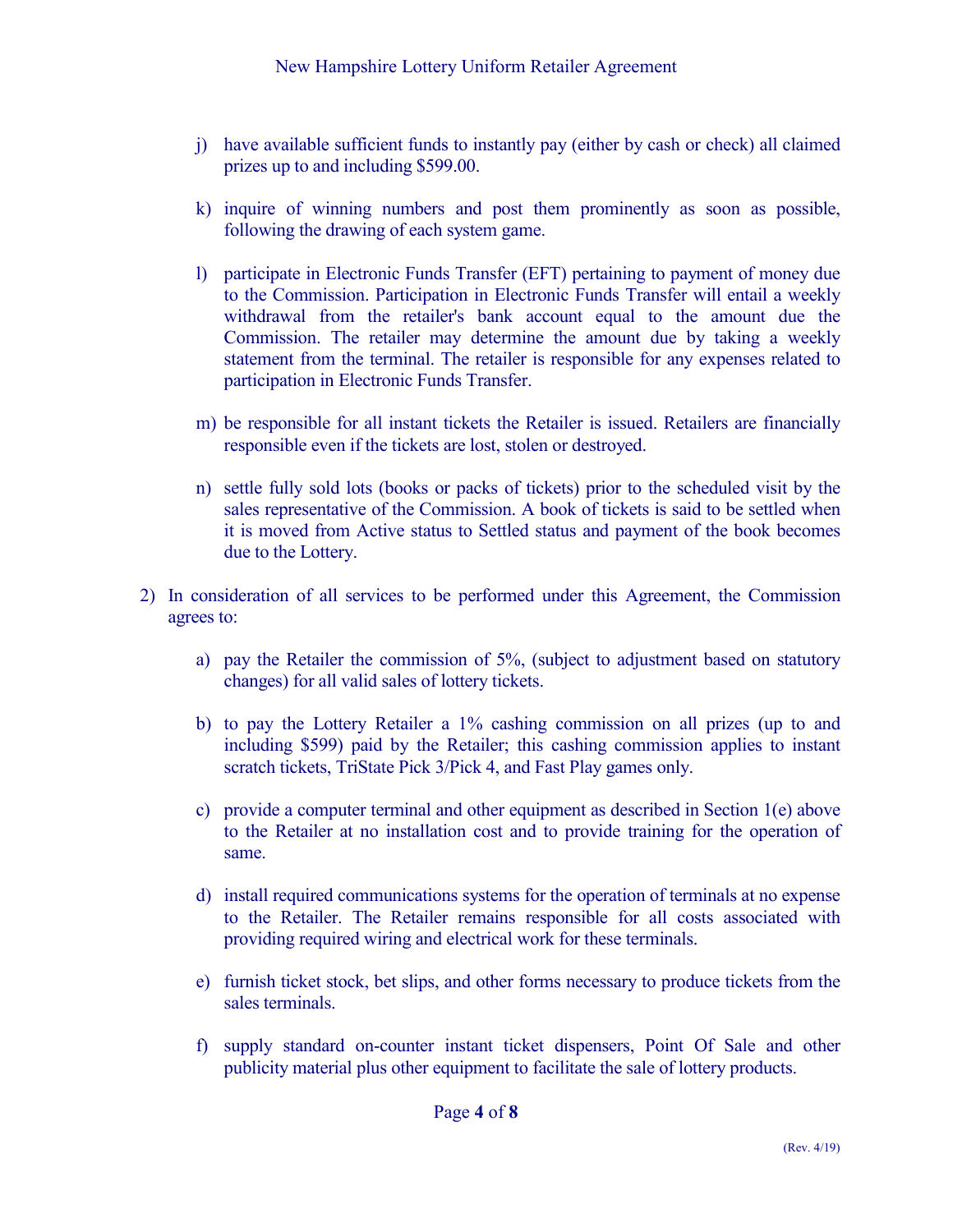j) have available sufficient funds to instantly pay (either by cash or check) all claimed prizes up to and including $599.00.

k) inquire of winning numbers and post them prominently as soon as possible, following the drawing of each system game.

l) participate in Electronic Funds Transfer (EFT) pertaining to payment of money due to the Commission. Participation in Electronic Funds Transfer will entail a weekly withdrawal from the retailer's bank account equal to the amount due the Commission. The retailer may determine the amount due by taking a weekly statement from the terminal. The retailer is responsible for any expenses related to participation in Electronic Funds Transfer.

m) be responsible for all instant tickets the Retailer is issued. Retailers are financially responsible even if the tickets are lost, stolen or destroyed.

n) settle fully sold lots (books or packs of tickets) prior to the scheduled visit by the sales representative of the Commission. A book of tickets is said to be settled when it is moved from Active status to Settled status and payment of the book becomes due to the Lottery.

2) In consideration of all services to be performed under this Agreement, the Commission agrees to:

   a) pay the Retailer the commission of 5%, (subject to adjustment based on statutory changes) for all valid sales of lottery tickets.

   b) to pay the Lottery Retailer a 1% cashing commission on all prizes (up to and including $599) paid by the Retailer; this cashing commission applies to instant scratch tickets, TriState Pick 3/Pick 4, and Fast Play games only.

   c) provide a computer terminal and other equipment as described in Section 1(e) above to the Retailer at no installation cost and to provide training for the operation of same.

   d) install required communications systems for the operation of terminals at no expense to the Retailer. The Retailer remains responsible for all costs associated with providing required wiring and electrical work for these terminals.

   e) furnish ticket stock, bet slips, and other forms necessary to produce tickets from the sales terminals.

   f) supply standard on-counter instant ticket dispensers, Point Of Sale and other publicity material plus other equipment to facilitate the sale of lottery products.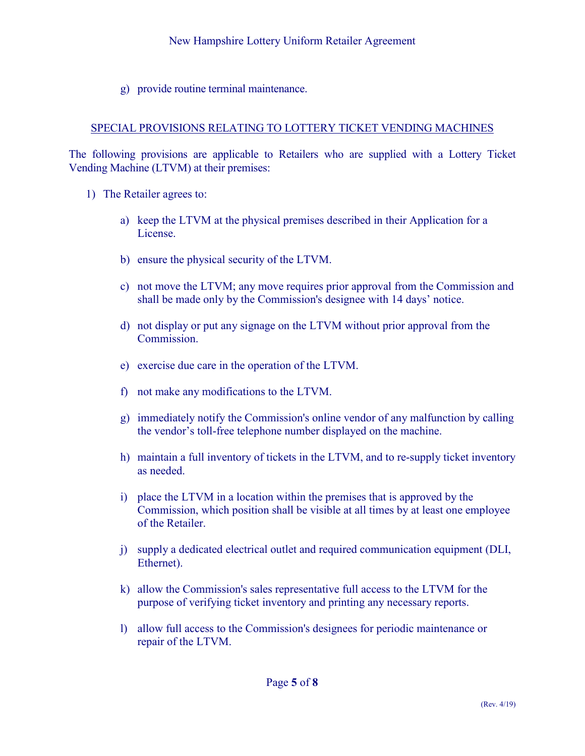g) provide routine terminal maintenance.

## SPECIAL PROVISIONS RELATING TO LOTTERY TICKET VENDING MACHINES

The following provisions are applicable to Retailers who are supplied with a Lottery Ticket Vending Machine (LTVM) at their premises:

1) The Retailer agrees to:

   a) keep the LTVM at the physical premises described in their Application for a License.

   b) ensure the physical security of the LTVM.

   c) not move the LTVM; any move requires prior approval from the Commission and shall be made only by the Commission's designee with 14 days' notice.

   d) not display or put any signage on the LTVM without prior approval from the Commission.

   e) exercise due care in the operation of the LTVM.

   f) not make any modifications to the LTVM.

   g) immediately notify the Commission's online vendor of any malfunction by calling the vendor's toll-free telephone number displayed on the machine.

   h) maintain a full inventory of tickets in the LTVM, and to re-supply ticket inventory as needed.

   i) place the LTVM in a location within the premises that is approved by the Commission, which position shall be visible at all times by at least one employee of the Retailer.

   j) supply a dedicated electrical outlet and required communication equipment (DLI, Ethernet).

   k) allow the Commission's sales representative full access to the LTVM for the purpose of verifying ticket inventory and printing any necessary reports.

   l) allow full access to the Commission's designees for periodic maintenance or repair of the LTVM.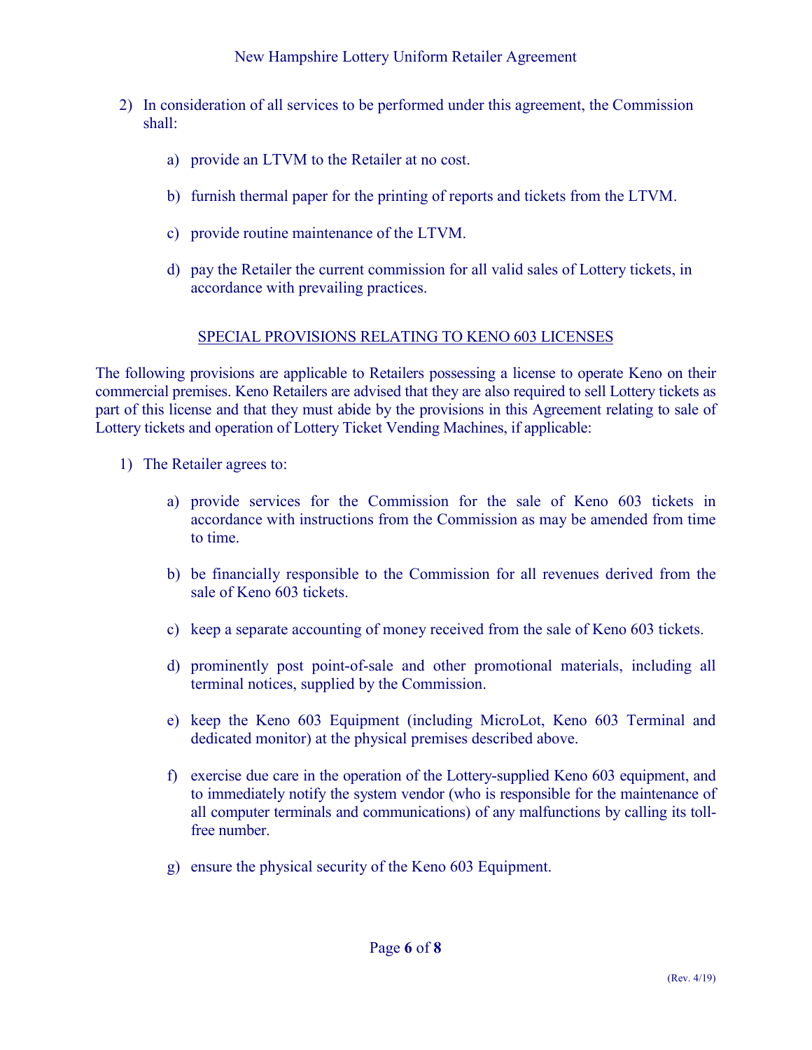2) In consideration of all services to be performed under this agreement, the Commission shall:

   a) provide an LTVM to the Retailer at no cost.

   b) furnish thermal paper for the printing of reports and tickets from the LTVM.

   c) provide routine maintenance of the LTVM.

   d) pay the Retailer the current commission for all valid sales of Lottery tickets, in accordance with prevailing practices.

## SPECIAL PROVISIONS RELATING TO KENO 603 LICENSES

The following provisions are applicable to Retailers possessing a license to operate Keno on their commercial premises. Keno Retailers are advised that they are also required to sell Lottery tickets as part of this license and that they must abide by the provisions in this Agreement relating to sale of Lottery tickets and operation of Lottery Ticket Vending Machines, if applicable:

1) The Retailer agrees to:

   a) provide services for the Commission for the sale of Keno 603 tickets in accordance with instructions from the Commission as may be amended from time to time.

   b) be financially responsible to the Commission for all revenues derived from the sale of Keno 603 tickets.

   c) keep a separate accounting of money received from the sale of Keno 603 tickets.

   d) prominently post point-of-sale and other promotional materials, including all terminal notices, supplied by the Commission.

   e) keep the Keno 603 Equipment (including MicroLot, Keno 603 Terminal and dedicated monitor) at the physical premises described above.

   f) exercise due care in the operation of the Lottery-supplied Keno 603 equipment, and to immediately notify the system vendor (who is responsible for the maintenance of all computer terminals and communications) of any malfunctions by calling its toll-free number.

   g) ensure the physical security of the Keno 603 Equipment.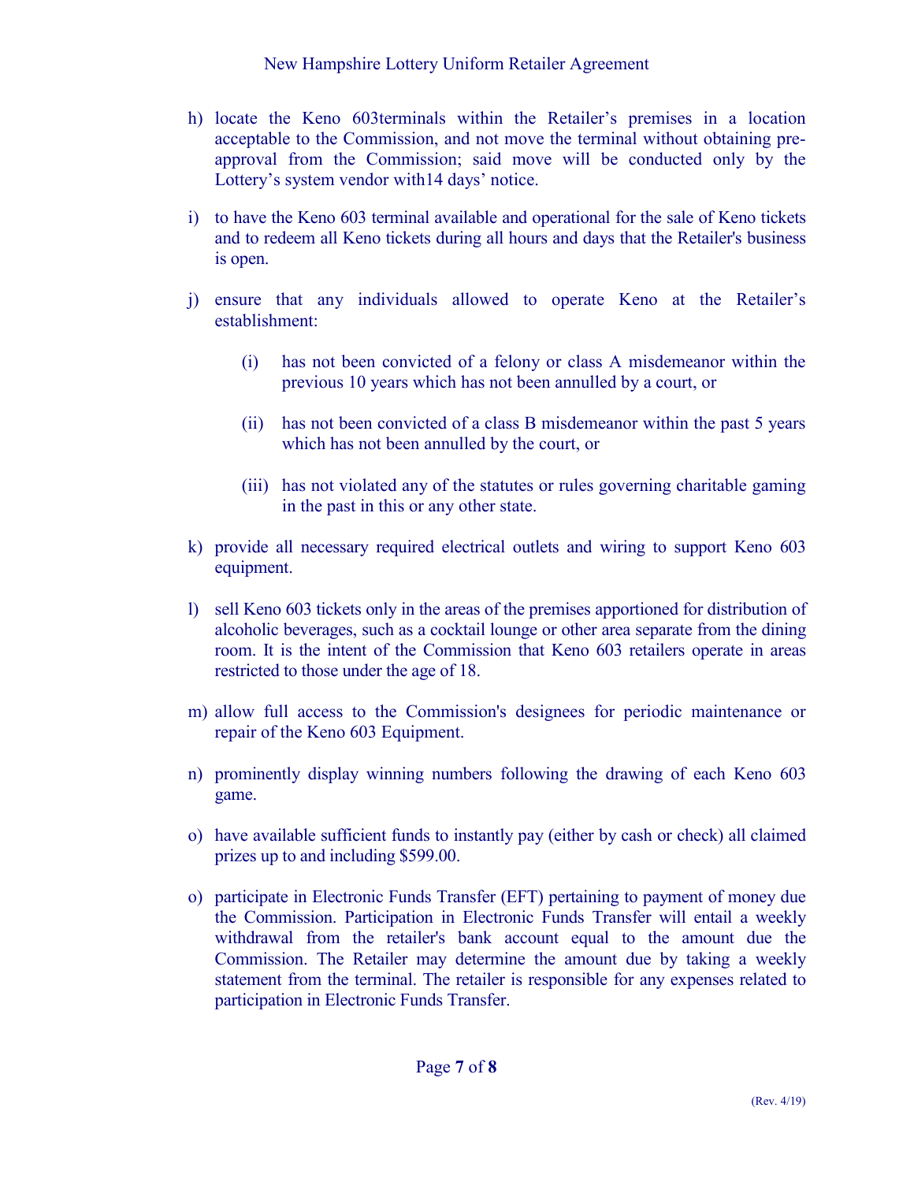h) locate the Keno 603terminals within the Retailer's premises in a location acceptable to the Commission, and not move the terminal without obtaining pre-approval from the Commission; said move will be conducted only by the Lottery's system vendor with14 days' notice.

i) to have the Keno 603 terminal available and operational for the sale of Keno tickets and to redeem all Keno tickets during all hours and days that the Retailer's business is open.

j) ensure that any individuals allowed to operate Keno at the Retailer's establishment:

   (i) has not been convicted of a felony or class A misdemeanor within the previous 10 years which has not been annulled by a court, or

   (ii) has not been convicted of a class B misdemeanor within the past 5 years which has not been annulled by the court, or

   (iii) has not violated any of the statutes or rules governing charitable gaming in the past in this or any other state.

k) provide all necessary required electrical outlets and wiring to support Keno 603 equipment.

l) sell Keno 603 tickets only in the areas of the premises apportioned for distribution of alcoholic beverages, such as a cocktail lounge or other area separate from the dining room. It is the intent of the Commission that Keno 603 retailers operate in areas restricted to those under the age of 18.

m) allow full access to the Commission's designees for periodic maintenance or repair of the Keno 603 Equipment.

n) prominently display winning numbers following the drawing of each Keno 603 game.

o) have available sufficient funds to instantly pay (either by cash or check) all claimed prizes up to and including $599.00.

o) participate in Electronic Funds Transfer (EFT) pertaining to payment of money due the Commission. Participation in Electronic Funds Transfer will entail a weekly withdrawal from the retailer's bank account equal to the amount due the Commission. The Retailer may determine the amount due by taking a weekly statement from the terminal. The retailer is responsible for any expenses related to participation in Electronic Funds Transfer.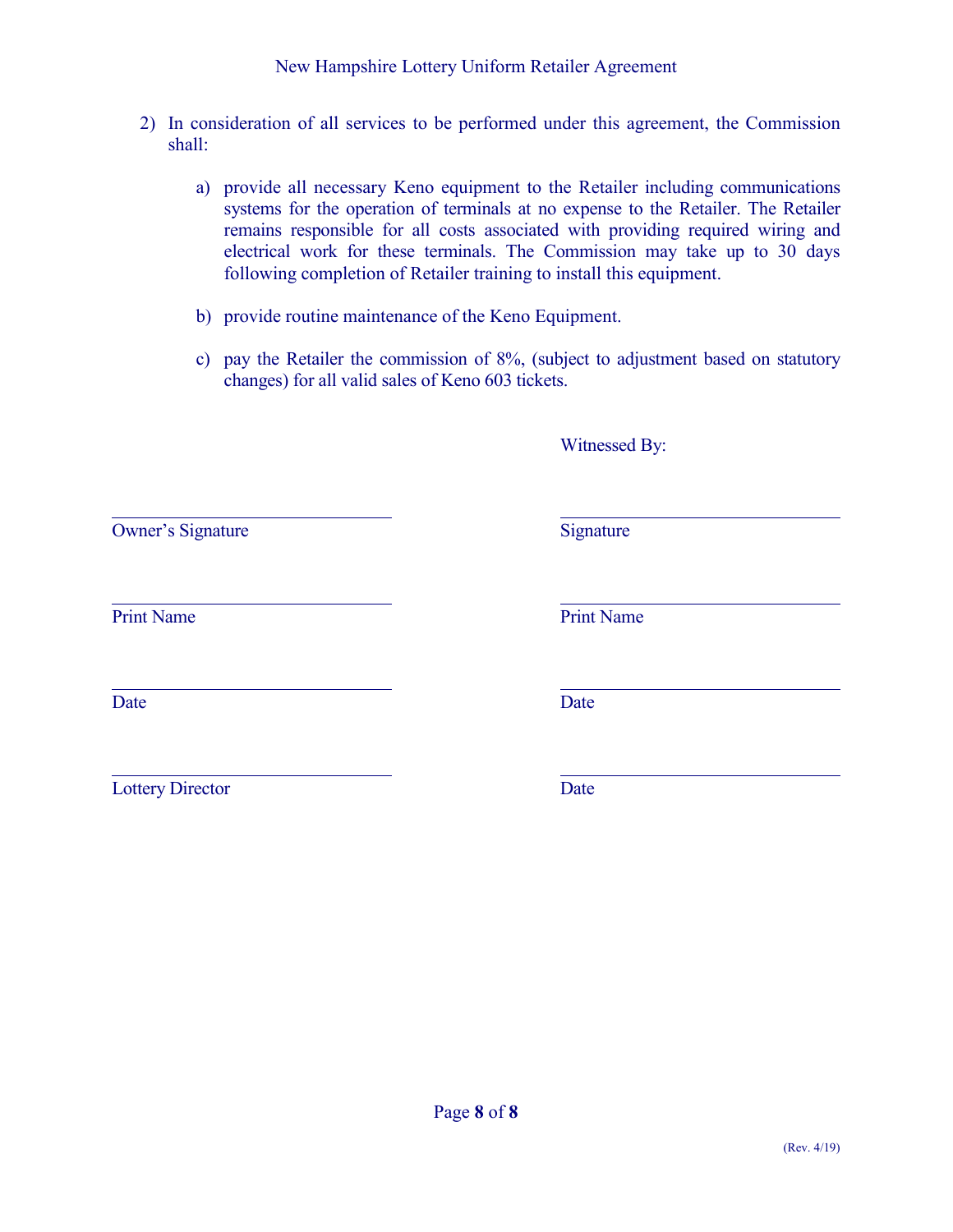2) In consideration of all services to be performed under this agreement, the Commission shall:

   a) provide all necessary Keno equipment to the Retailer including communications systems for the operation of terminals at no expense to the Retailer. The Retailer remains responsible for all costs associated with providing required wiring and electrical work for these terminals. The Commission may take up to 30 days following completion of Retailer training to install this equipment.

   b) provide routine maintenance of the Keno Equipment.

   c) pay the Retailer the commission of 8%, (subject to adjustment based on statutory changes) for all valid sales of Keno 603 tickets.

Witnessed By:

| | |
|---|---|
| ______________________________ | ______________________________ |
| Owner's Signature | Signature |
| ______________________________ | ______________________________ |
| Print Name | Print Name |
| ______________________________ | ______________________________ |
| Date | Date |
| ______________________________ | ______________________________ |
| Lottery Director | Date |

(Rev. 4/19)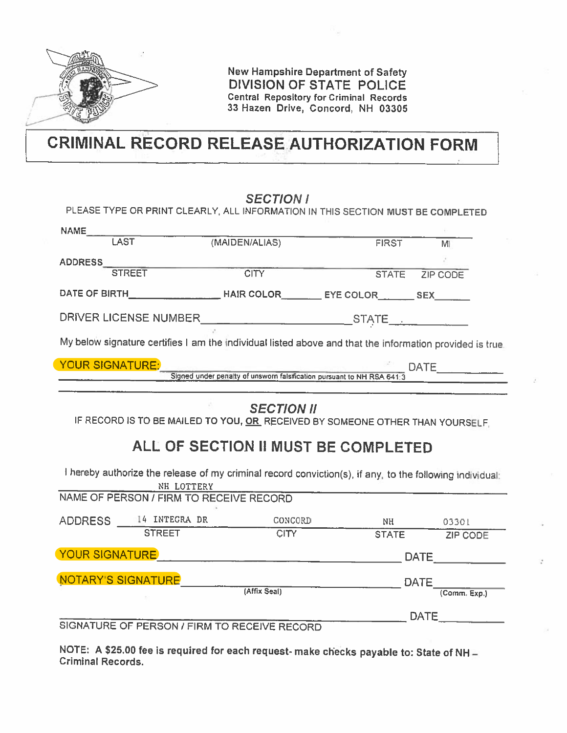New Hampshire Department of Safety
DIVISION OF STATE POLICE
Central Repository for Criminal Records
33 Hazen Drive, Concord, NH 03305

# CRIMINAL RECORD RELEASE AUTHORIZATION FORM

## *SECTION I*

PLEASE TYPE OR PRINT CLEARLY, ALL INFORMATION IN THIS SECTION MUST BE COMPLETED

NAME ______________________________________________
LAST (MAIDEN/ALIAS) FIRST MI

ADDRESS ______________________________________________
STREET CITY STATE ZIP CODE

DATE OF BIRTH ________ HAIR COLOR ________ EYE COLOR ________ SEX ________

DRIVER LICENSE NUMBER ________________ STATE ________

My below signature certifies I am the individual listed above and that the information provided is true

YOUR SIGNATURE: ______________________________ DATE ________
Signed under penalty of unsworn falsification pursuant to NH RSA 641:3

## *SECTION II*

IF RECORD IS TO BE MAILED TO YOU, OR RECEIVED BY SOMEONE OTHER THAN YOURSELF,

## ALL OF SECTION II MUST BE COMPLETED

I hereby authorize the release of my criminal record conviction(s), if any, to the following individual:

NH LOTTERY
NAME OF PERSON / FIRM TO RECEIVE RECORD

ADDRESS 14 INTEGRA DR CONCORD NH 03301
STREET CITY STATE ZIP CODE

YOUR SIGNATURE ______________________________ DATE ________

NOTARY'S SIGNATURE ______________________________ DATE ________
(Affix Seal) (Comm. Exp.)

______________________________ DATE ________
SIGNATURE OF PERSON / FIRM TO RECEIVE RECORD

**NOTE: A $25.00 fee is required for each request- make checks payable to: State of NH – Criminal Records.**